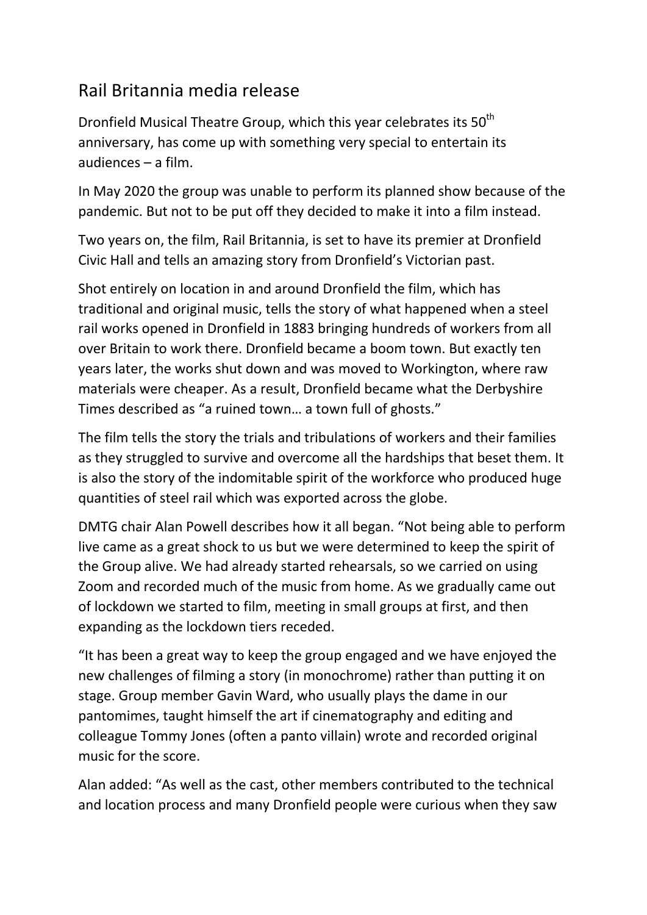# Rail Britannia media release

Dronfield Musical Theatre Group, which this year celebrates its 50th anniversary, has come up with something very special to entertain its audiences – a film.

In May 2020 the group was unable to perform its planned show because of the pandemic. But not to be put off they decided to make it into a film instead.

Two years on, the film, Rail Britannia, is set to have its premier at Dronfield Civic Hall and tells an amazing story from Dronfield's Victorian past.

Shot entirely on location in and around Dronfield the film, which has traditional and original music, tells the story of what happened when a steel rail works opened in Dronfield in 1883 bringing hundreds of workers from all over Britain to work there. Dronfield became a boom town. But exactly ten years later, the works shut down and was moved to Workington, where raw materials were cheaper. As a result, Dronfield became what the Derbyshire Times described as "a ruined town… a town full of ghosts."

The film tells the story the trials and tribulations of workers and their families as they struggled to survive and overcome all the hardships that beset them. It is also the story of the indomitable spirit of the workforce who produced huge quantities of steel rail which was exported across the globe.

DMTG chair Alan Powell describes how it all began. "Not being able to perform live came as a great shock to us but we were determined to keep the spirit of the Group alive. We had already started rehearsals, so we carried on using Zoom and recorded much of the music from home. As we gradually came out of lockdown we started to film, meeting in small groups at first, and then expanding as the lockdown tiers receded.

"It has been a great way to keep the group engaged and we have enjoyed the new challenges of filming a story (in monochrome) rather than putting it on stage. Group member Gavin Ward, who usually plays the dame in our pantomimes, taught himself the art if cinematography and editing and colleague Tommy Jones (often a panto villain) wrote and recorded original music for the score.

Alan added: "As well as the cast, other members contributed to the technical and location process and many Dronfield people were curious when they saw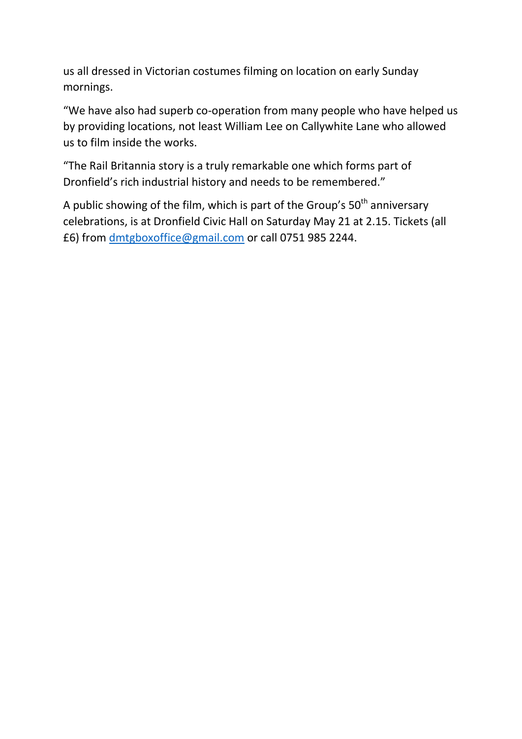us all dressed in Victorian costumes filming on location on early Sunday mornings.

“We have also had superb co-operation from many people who have helped us by providing locations, not least William Lee on Callywhite Lane who allowed us to film inside the works.

“The Rail Britannia story is a truly remarkable one which forms part of Dronfield’s rich industrial history and needs to be remembered.”

A public showing of the film, which is part of the Group’s 50th anniversary celebrations, is at Dronfield Civic Hall on Saturday May 21 at 2.15. Tickets (all £6) from dmtgboxoffice@gmail.com or call 0751 985 2244.